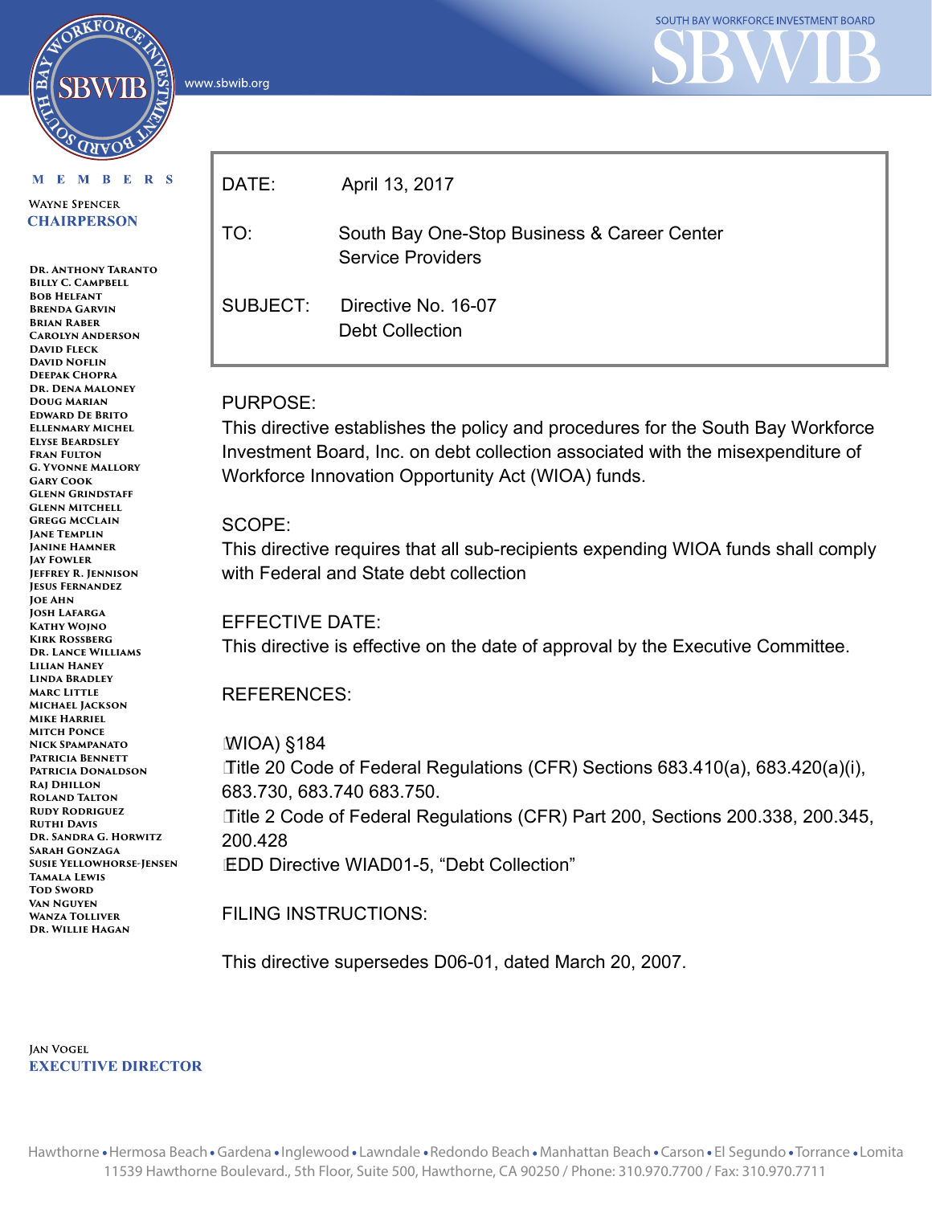SOUTH BAY WORKFORCE INVESTMENT BOARD

www.sbwib.org

MEMBERS

Wayne Spencer
**CHAIRPERSON**

Dr. Anthony Taranto
Billy C. Campbell
Bob Helfant
Brenda Garvin
Brian Raber
Carolyn Anderson
David Fleck
David Noflin
Deepak Chopra
Dr. Dena Maloney
Doug Marian
Edward De Brito
Ellenmary Michel
Elyse Beardsley
Fran Fulton
G. Yvonne Mallory
Gary Cook
Glenn Grindstaff
Glenn Mitchell
Gregg McClain
Jane Templin
Janine Hamner
Jay Fowler
Jeffrey R. Jennison
Jesus Fernandez
Joe Ahn
Josh LaFarga
Kathy Wojno
Kirk Rossberg
Dr. Lance Williams
Lilian Haney
Linda Bradley
Marc Little
Michael Jackson
Mike Harriel
Mitch Ponce
Nick Spampanato
Patricia Bennett
Patricia Donaldson
Raj Dhillon
Roland Talton
Rudy Rodriguez
Ruthi Davis
Dr. Sandra G. Horwitz
Sarah Gonzaga
Susie Yellowhorse-Jensen
Tamala Lewis
Tod Sword
Van Nguyen
Wanza Tolliver
Dr. Willie Hagan

Jan Vogel
**EXECUTIVE DIRECTOR**

| | |
|---|---|
| DATE: | April 13, 2017 |
| TO: | South Bay One-Stop Business & Career Center Service Providers |
| SUBJECT: | Directive No. 16-07<br>Debt Collection |

PURPOSE:
This directive establishes the policy and procedures for the South Bay Workforce Investment Board, Inc. on debt collection associated with the misexpenditure of Workforce Innovation Opportunity Act (WIOA) funds.

SCOPE:
This directive requires that all sub-recipients expending WIOA funds shall comply with Federal and State debt collection

EFFECTIVE DATE:
This directive is effective on the date of approval by the Executive Committee.

REFERENCES:

- WIOA) §184
- Title 20 Code of Federal Regulations (CFR) Sections 683.410(a), 683.420(a)(i), 683.730, 683.740 683.750.
- Title 2 Code of Federal Regulations (CFR) Part 200, Sections 200.338, 200.345, 200.428
- EDD Directive WIAD01-5, “Debt Collection”

FILING INSTRUCTIONS:

This directive supersedes D06-01, dated March 20, 2007.

Hawthorne • Hermosa Beach • Gardena • Inglewood • Lawndale • Redondo Beach • Manhattan Beach • Carson • El Segundo • Torrance • Lomita
11539 Hawthorne Boulevard., 5th Floor, Suite 500, Hawthorne, CA 90250 / Phone: 310.970.7700 / Fax: 310.970.7711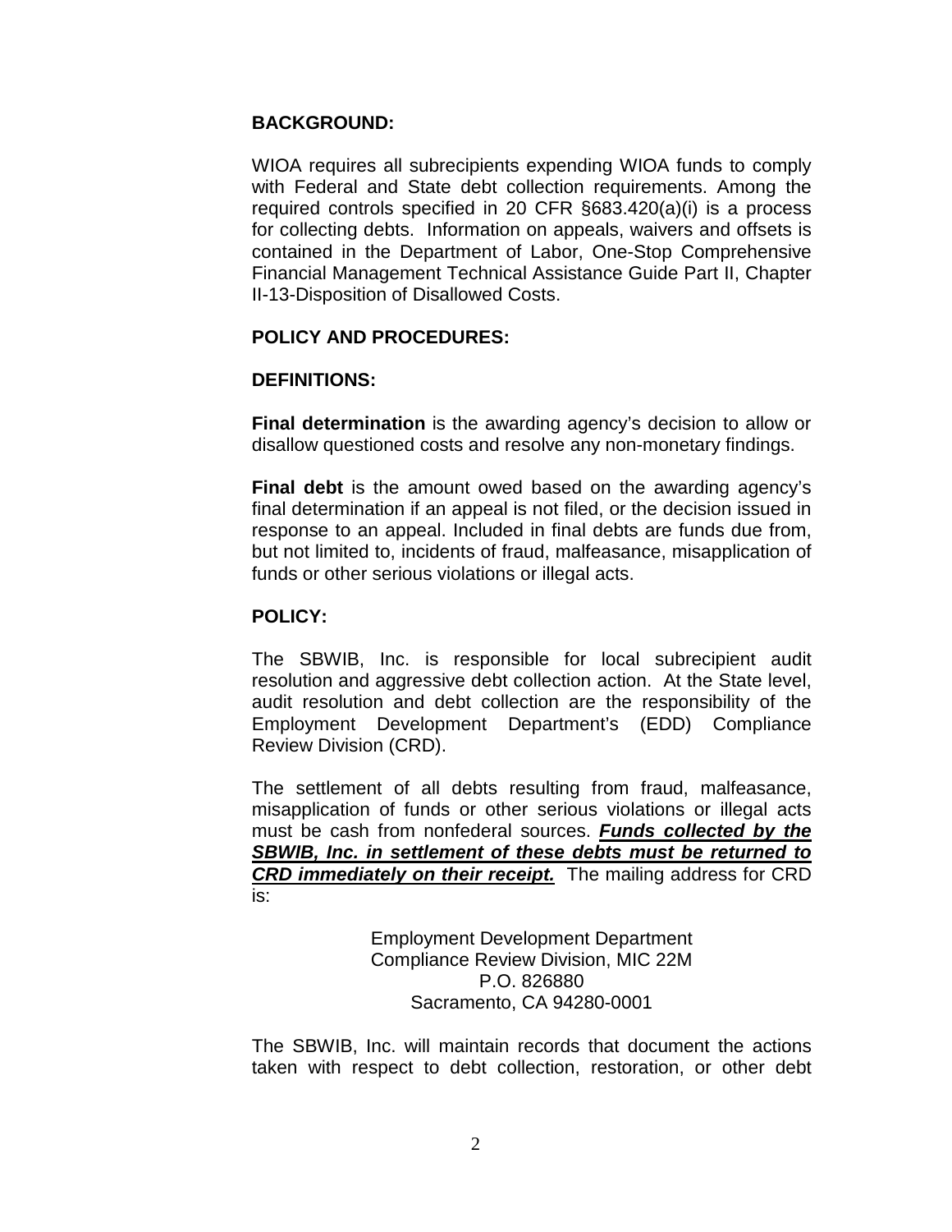**BACKGROUND:**

WIOA requires all subrecipients expending WIOA funds to comply with Federal and State debt collection requirements. Among the required controls specified in 20 CFR §683.420(a)(i) is a process for collecting debts. Information on appeals, waivers and offsets is contained in the Department of Labor, One-Stop Comprehensive Financial Management Technical Assistance Guide Part II, Chapter II-13-Disposition of Disallowed Costs.

**POLICY AND PROCEDURES:**

**DEFINITIONS:**

**Final determination** is the awarding agency's decision to allow or disallow questioned costs and resolve any non-monetary findings.

**Final debt** is the amount owed based on the awarding agency's final determination if an appeal is not filed, or the decision issued in response to an appeal. Included in final debts are funds due from, but not limited to, incidents of fraud, malfeasance, misapplication of funds or other serious violations or illegal acts.

**POLICY:**

The SBWIB, Inc. is responsible for local subrecipient audit resolution and aggressive debt collection action. At the State level, audit resolution and debt collection are the responsibility of the Employment Development Department's (EDD) Compliance Review Division (CRD).

The settlement of all debts resulting from fraud, malfeasance, misapplication of funds or other serious violations or illegal acts must be cash from nonfederal sources. ***<u>Funds collected by the SBWIB, Inc. in settlement of these debts must be returned to CRD immediately on their receipt.</u>*** The mailing address for CRD is:

Employment Development Department
Compliance Review Division, MIC 22M
P.O. 826880
Sacramento, CA 94280-0001

The SBWIB, Inc. will maintain records that document the actions taken with respect to debt collection, restoration, or other debt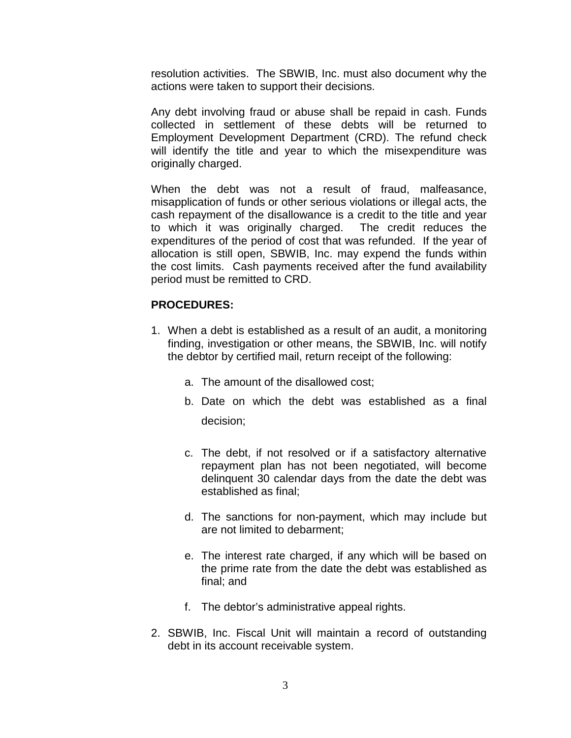resolution activities. The SBWIB, Inc. must also document why the actions were taken to support their decisions.

Any debt involving fraud or abuse shall be repaid in cash. Funds collected in settlement of these debts will be returned to Employment Development Department (CRD). The refund check will identify the title and year to which the misexpenditure was originally charged.

When the debt was not a result of fraud, malfeasance, misapplication of funds or other serious violations or illegal acts, the cash repayment of the disallowance is a credit to the title and year to which it was originally charged. The credit reduces the expenditures of the period of cost that was refunded. If the year of allocation is still open, SBWIB, Inc. may expend the funds within the cost limits. Cash payments received after the fund availability period must be remitted to CRD.

**PROCEDURES:**

1. When a debt is established as a result of an audit, a monitoring finding, investigation or other means, the SBWIB, Inc. will notify the debtor by certified mail, return receipt of the following:

    a. The amount of the disallowed cost;

    b. Date on which the debt was established as a final decision;

    c. The debt, if not resolved or if a satisfactory alternative repayment plan has not been negotiated, will become delinquent 30 calendar days from the date the debt was established as final;

    d. The sanctions for non-payment, which may include but are not limited to debarment;

    e. The interest rate charged, if any which will be based on the prime rate from the date the debt was established as final; and

    f. The debtor's administrative appeal rights.

2. SBWIB, Inc. Fiscal Unit will maintain a record of outstanding debt in its account receivable system.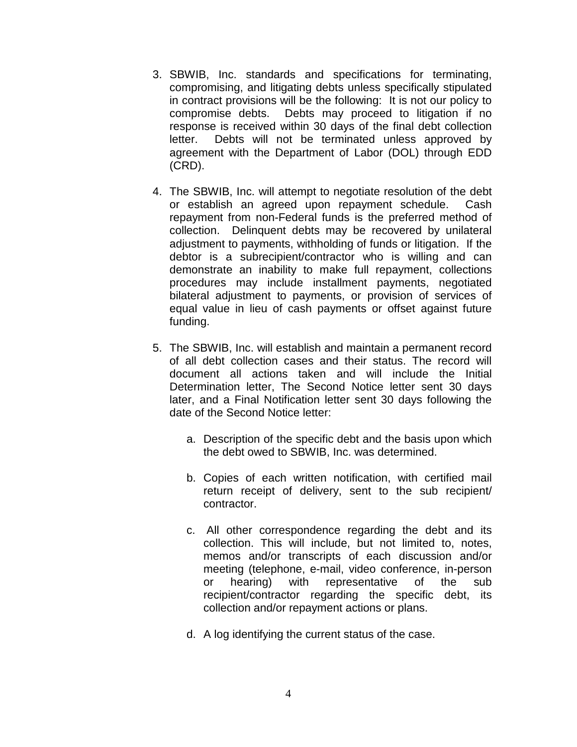3. SBWIB, Inc. standards and specifications for terminating, compromising, and litigating debts unless specifically stipulated in contract provisions will be the following: It is not our policy to compromise debts. Debts may proceed to litigation if no response is received within 30 days of the final debt collection letter. Debts will not be terminated unless approved by agreement with the Department of Labor (DOL) through EDD (CRD).

4. The SBWIB, Inc. will attempt to negotiate resolution of the debt or establish an agreed upon repayment schedule. Cash repayment from non-Federal funds is the preferred method of collection. Delinquent debts may be recovered by unilateral adjustment to payments, withholding of funds or litigation. If the debtor is a subrecipient/contractor who is willing and can demonstrate an inability to make full repayment, collections procedures may include installment payments, negotiated bilateral adjustment to payments, or provision of services of equal value in lieu of cash payments or offset against future funding.

5. The SBWIB, Inc. will establish and maintain a permanent record of all debt collection cases and their status. The record will document all actions taken and will include the Initial Determination letter, The Second Notice letter sent 30 days later, and a Final Notification letter sent 30 days following the date of the Second Notice letter:

   a. Description of the specific debt and the basis upon which the debt owed to SBWIB, Inc. was determined.

   b. Copies of each written notification, with certified mail return receipt of delivery, sent to the sub recipient/ contractor.

   c. All other correspondence regarding the debt and its collection. This will include, but not limited to, notes, memos and/or transcripts of each discussion and/or meeting (telephone, e-mail, video conference, in-person or hearing) with representative of the sub recipient/contractor regarding the specific debt, its collection and/or repayment actions or plans.

   d. A log identifying the current status of the case.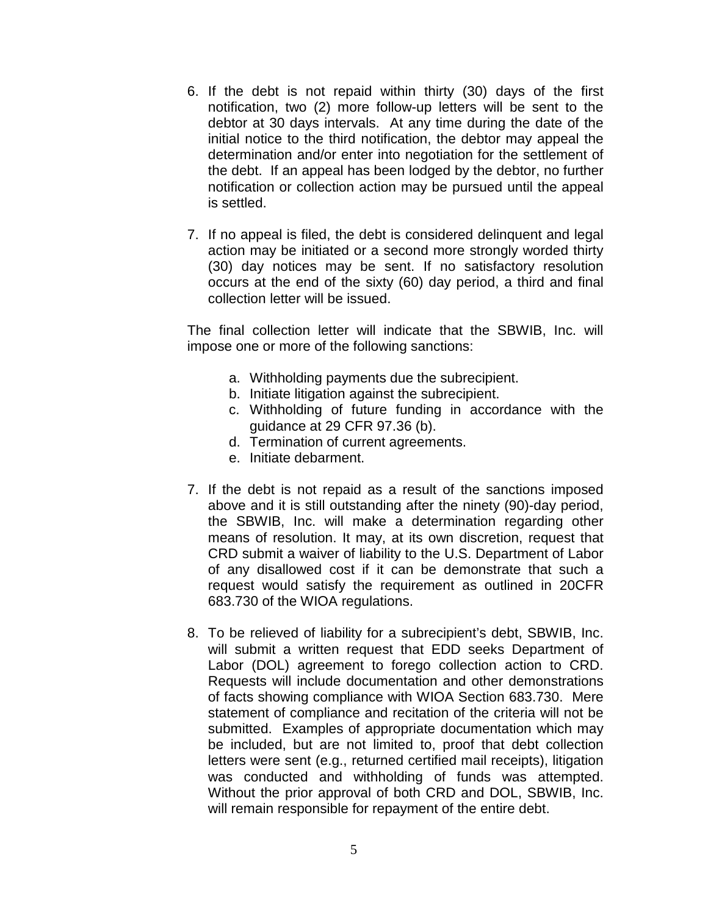6. If the debt is not repaid within thirty (30) days of the first notification, two (2) more follow-up letters will be sent to the debtor at 30 days intervals. At any time during the date of the initial notice to the third notification, the debtor may appeal the determination and/or enter into negotiation for the settlement of the debt. If an appeal has been lodged by the debtor, no further notification or collection action may be pursued until the appeal is settled.

7. If no appeal is filed, the debt is considered delinquent and legal action may be initiated or a second more strongly worded thirty (30) day notices may be sent. If no satisfactory resolution occurs at the end of the sixty (60) day period, a third and final collection letter will be issued.

   The final collection letter will indicate that the SBWIB, Inc. will impose one or more of the following sanctions:

   a. Withholding payments due the subrecipient.
   b. Initiate litigation against the subrecipient.
   c. Withholding of future funding in accordance with the guidance at 29 CFR 97.36 (b).
   d. Termination of current agreements.
   e. Initiate debarment.

7. If the debt is not repaid as a result of the sanctions imposed above and it is still outstanding after the ninety (90)-day period, the SBWIB, Inc. will make a determination regarding other means of resolution. It may, at its own discretion, request that CRD submit a waiver of liability to the U.S. Department of Labor of any disallowed cost if it can be demonstrate that such a request would satisfy the requirement as outlined in 20CFR 683.730 of the WIOA regulations.

8. To be relieved of liability for a subrecipient's debt, SBWIB, Inc. will submit a written request that EDD seeks Department of Labor (DOL) agreement to forego collection action to CRD. Requests will include documentation and other demonstrations of facts showing compliance with WIOA Section 683.730. Mere statement of compliance and recitation of the criteria will not be submitted. Examples of appropriate documentation which may be included, but are not limited to, proof that debt collection letters were sent (e.g., returned certified mail receipts), litigation was conducted and withholding of funds was attempted. Without the prior approval of both CRD and DOL, SBWIB, Inc. will remain responsible for repayment of the entire debt.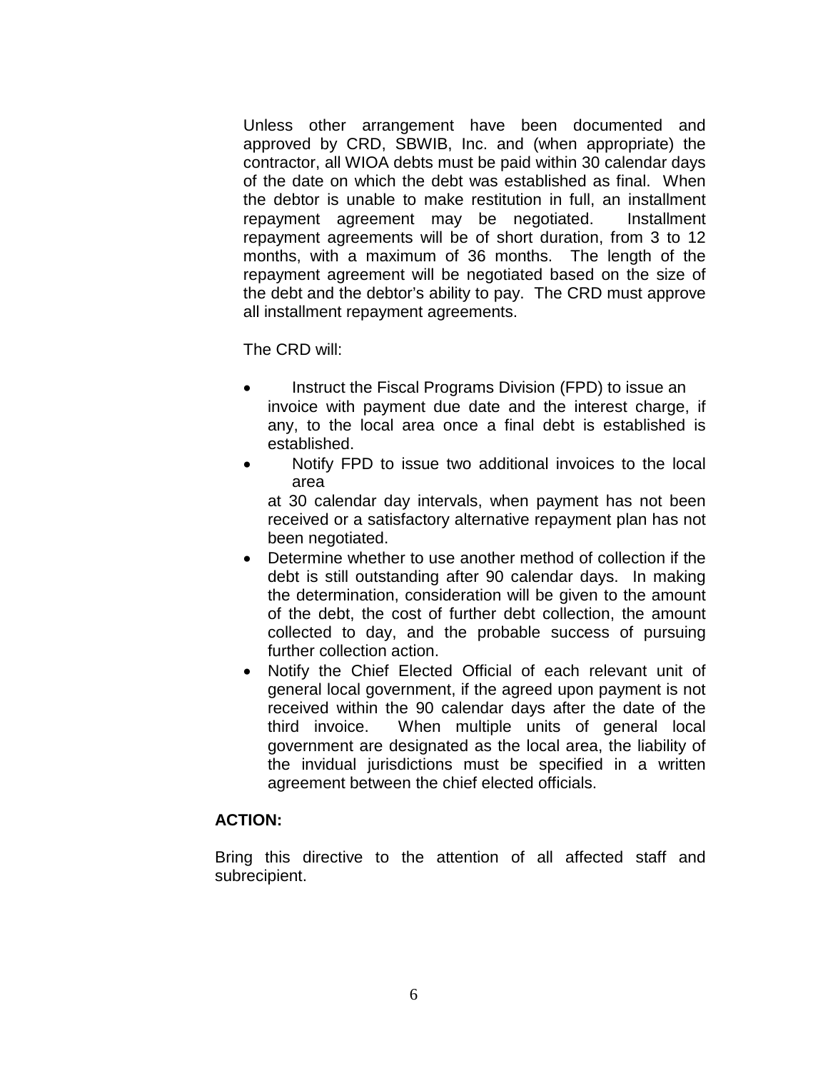Unless other arrangement have been documented and approved by CRD, SBWIB, Inc. and (when appropriate) the contractor, all WIOA debts must be paid within 30 calendar days of the date on which the debt was established as final. When the debtor is unable to make restitution in full, an installment repayment agreement may be negotiated. Installment repayment agreements will be of short duration, from 3 to 12 months, with a maximum of 36 months. The length of the repayment agreement will be negotiated based on the size of the debt and the debtor's ability to pay. The CRD must approve all installment repayment agreements.

The CRD will:

- Instruct the Fiscal Programs Division (FPD) to issue an invoice with payment due date and the interest charge, if any, to the local area once a final debt is established is established.
- Notify FPD to issue two additional invoices to the local area at 30 calendar day intervals, when payment has not been received or a satisfactory alternative repayment plan has not been negotiated.
- Determine whether to use another method of collection if the debt is still outstanding after 90 calendar days. In making the determination, consideration will be given to the amount of the debt, the cost of further debt collection, the amount collected to day, and the probable success of pursuing further collection action.
- Notify the Chief Elected Official of each relevant unit of general local government, if the agreed upon payment is not received within the 90 calendar days after the date of the third invoice. When multiple units of general local government are designated as the local area, the liability of the invidual jurisdictions must be specified in a written agreement between the chief elected officials.

**ACTION:**

Bring this directive to the attention of all affected staff and subrecipient.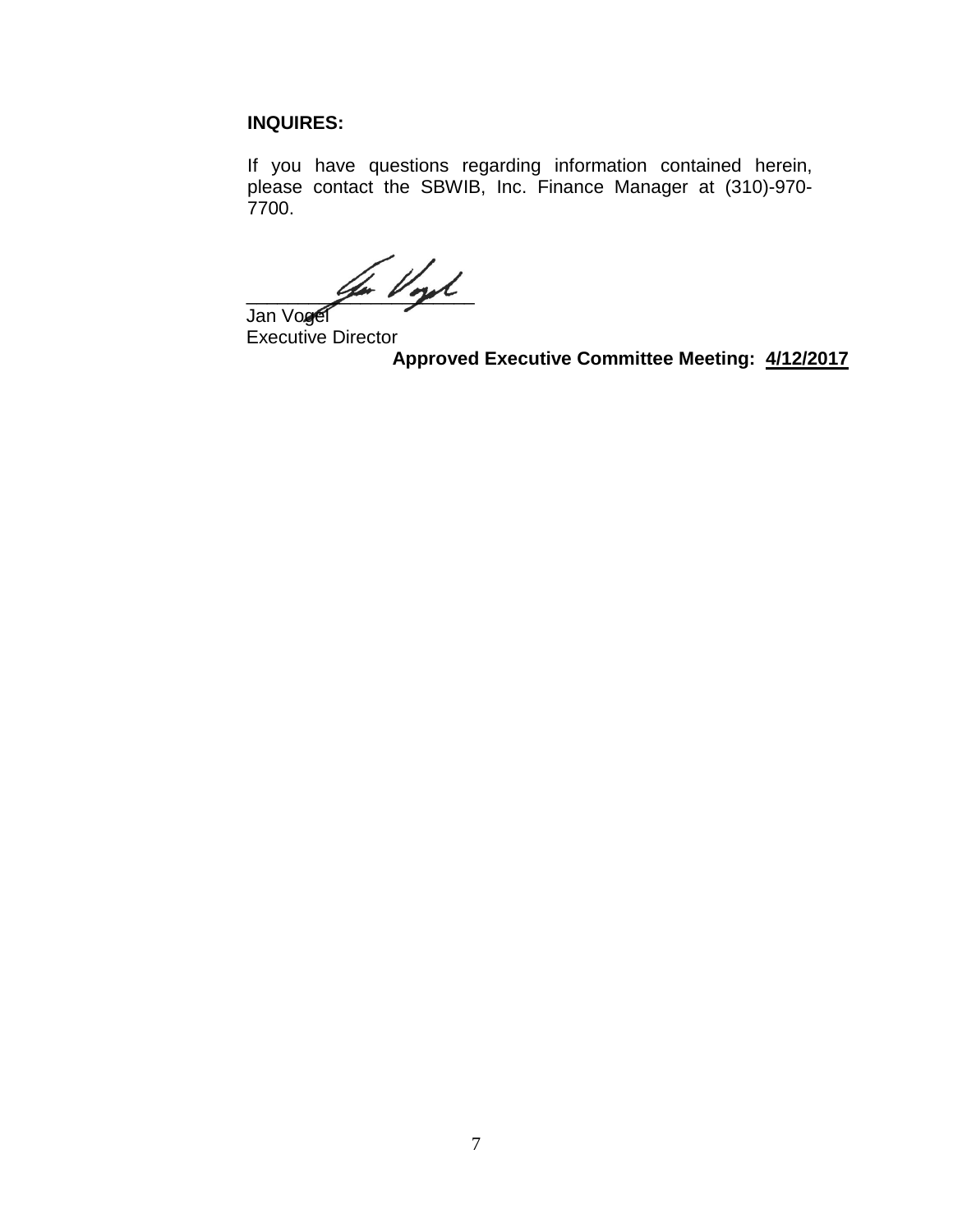**INQUIRES:**

If you have questions regarding information contained herein, please contact the SBWIB, Inc. Finance Manager at (310)-970-7700.

\_\_\_\_\_\_\_\_\_\_\_\_\_\_\_\_\_\_\_\_\_\_\_\_\_

Jan Vogel
Executive Director

**Approved Executive Committee Meeting: 4/12/2017**